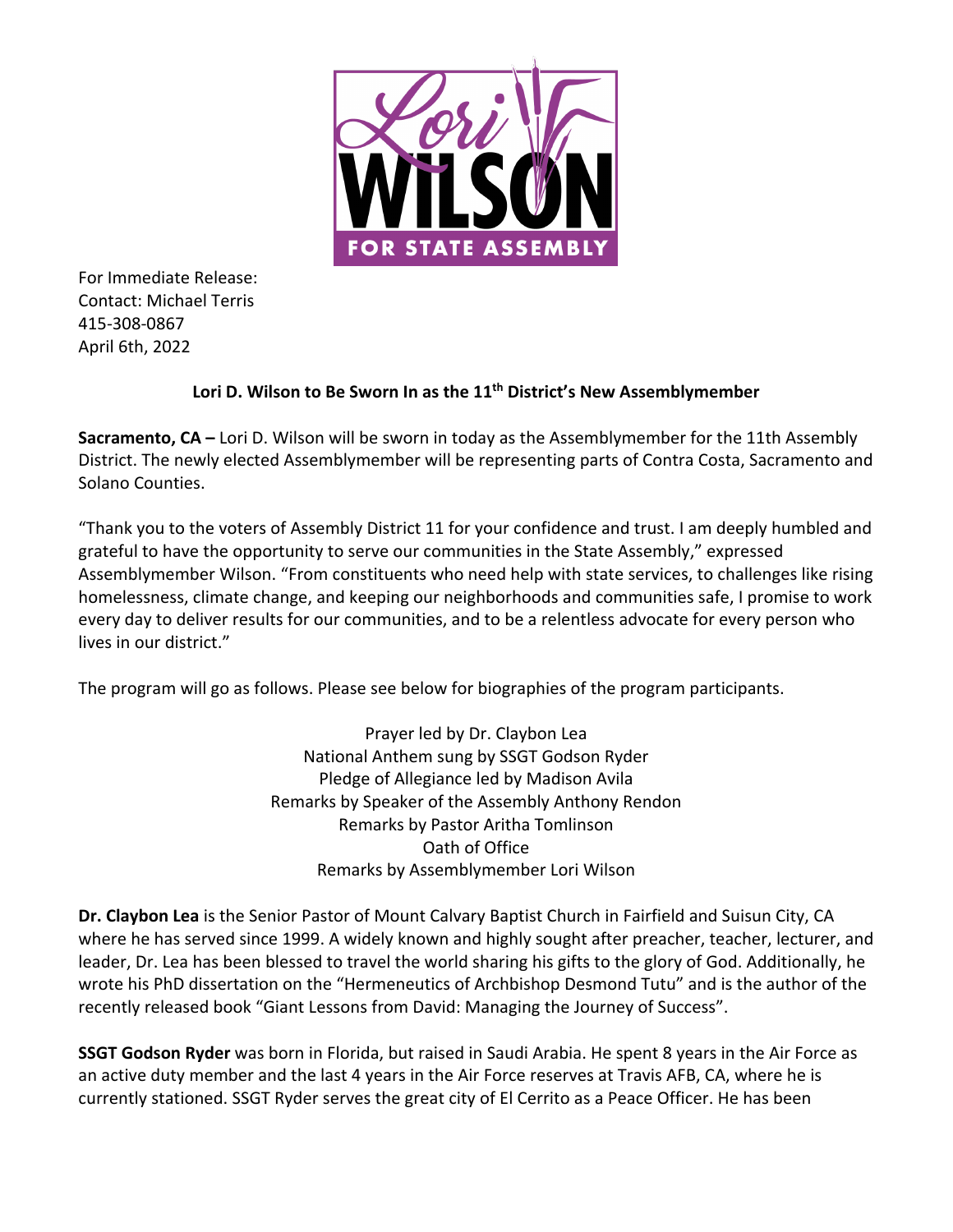For Immediate Release:
Contact: Michael Terris
415-308-0867
April 6th, 2022

**Lori D. Wilson to Be Sworn In as the 11th District's New Assemblymember**

**Sacramento, CA –** Lori D. Wilson will be sworn in today as the Assemblymember for the 11th Assembly District. The newly elected Assemblymember will be representing parts of Contra Costa, Sacramento and Solano Counties.

"Thank you to the voters of Assembly District 11 for your confidence and trust. I am deeply humbled and grateful to have the opportunity to serve our communities in the State Assembly," expressed Assemblymember Wilson. "From constituents who need help with state services, to challenges like rising homelessness, climate change, and keeping our neighborhoods and communities safe, I promise to work every day to deliver results for our communities, and to be a relentless advocate for every person who lives in our district."

The program will go as follows. Please see below for biographies of the program participants.

Prayer led by Dr. Claybon Lea
National Anthem sung by SSGT Godson Ryder
Pledge of Allegiance led by Madison Avila
Remarks by Speaker of the Assembly Anthony Rendon
Remarks by Pastor Aritha Tomlinson
Oath of Office
Remarks by Assemblymember Lori Wilson

**Dr. Claybon Lea** is the Senior Pastor of Mount Calvary Baptist Church in Fairfield and Suisun City, CA where he has served since 1999. A widely known and highly sought after preacher, teacher, lecturer, and leader, Dr. Lea has been blessed to travel the world sharing his gifts to the glory of God. Additionally, he wrote his PhD dissertation on the "Hermeneutics of Archbishop Desmond Tutu" and is the author of the recently released book "Giant Lessons from David: Managing the Journey of Success".

**SSGT Godson Ryder** was born in Florida, but raised in Saudi Arabia. He spent 8 years in the Air Force as an active duty member and the last 4 years in the Air Force reserves at Travis AFB, CA, where he is currently stationed. SSGT Ryder serves the great city of El Cerrito as a Peace Officer. He has been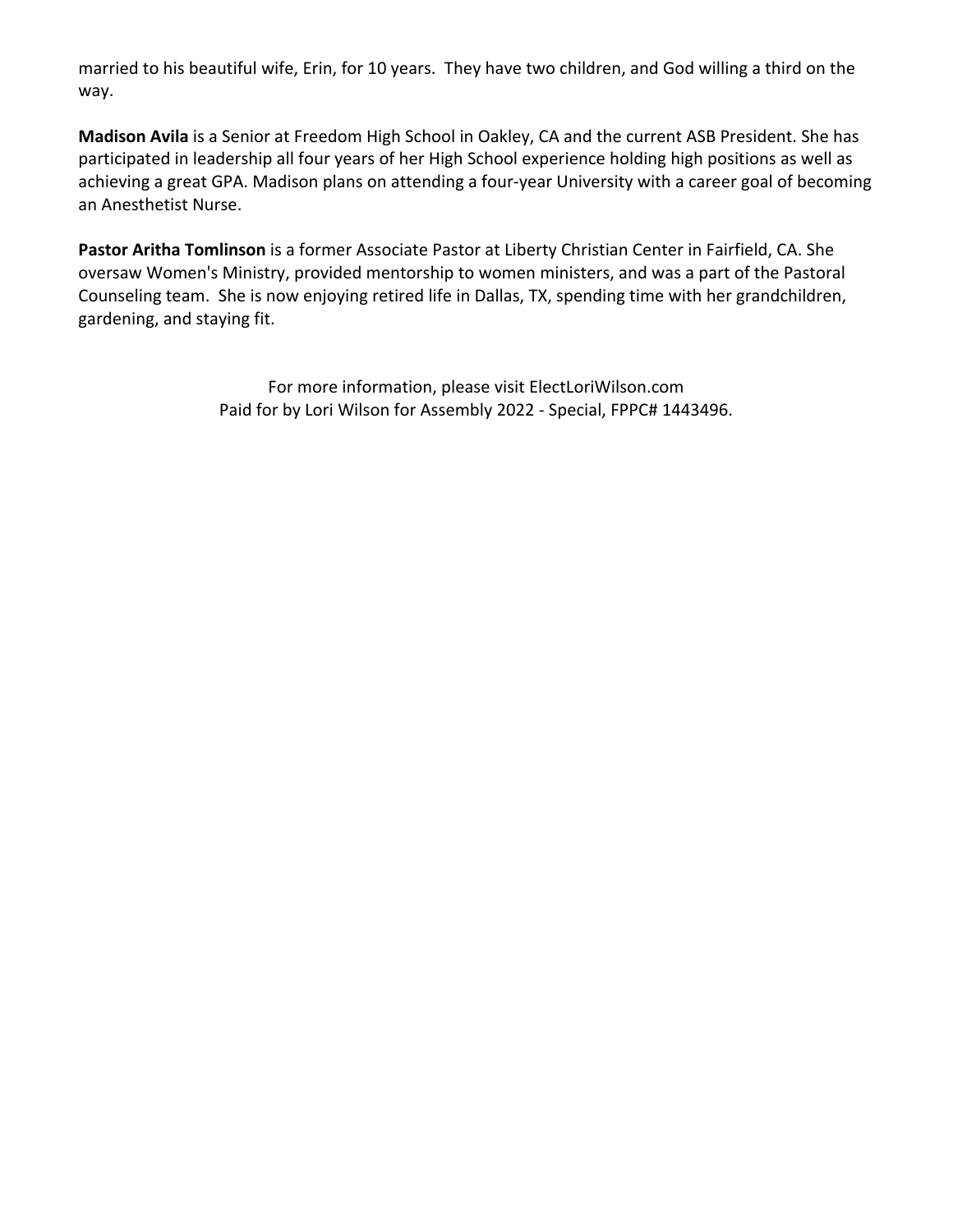married to his beautiful wife, Erin, for 10 years.  They have two children, and God willing a third on the way.

**Madison Avila** is a Senior at Freedom High School in Oakley, CA and the current ASB President. She has participated in leadership all four years of her High School experience holding high positions as well as achieving a great GPA. Madison plans on attending a four-year University with a career goal of becoming an Anesthetist Nurse.

**Pastor Aritha Tomlinson** is a former Associate Pastor at Liberty Christian Center in Fairfield, CA. She oversaw Women's Ministry, provided mentorship to women ministers, and was a part of the Pastoral Counseling team.  She is now enjoying retired life in Dallas, TX, spending time with her grandchildren, gardening, and staying fit.

For more information, please visit ElectLoriWilson.com
Paid for by Lori Wilson for Assembly 2022 - Special, FPPC# 1443496.